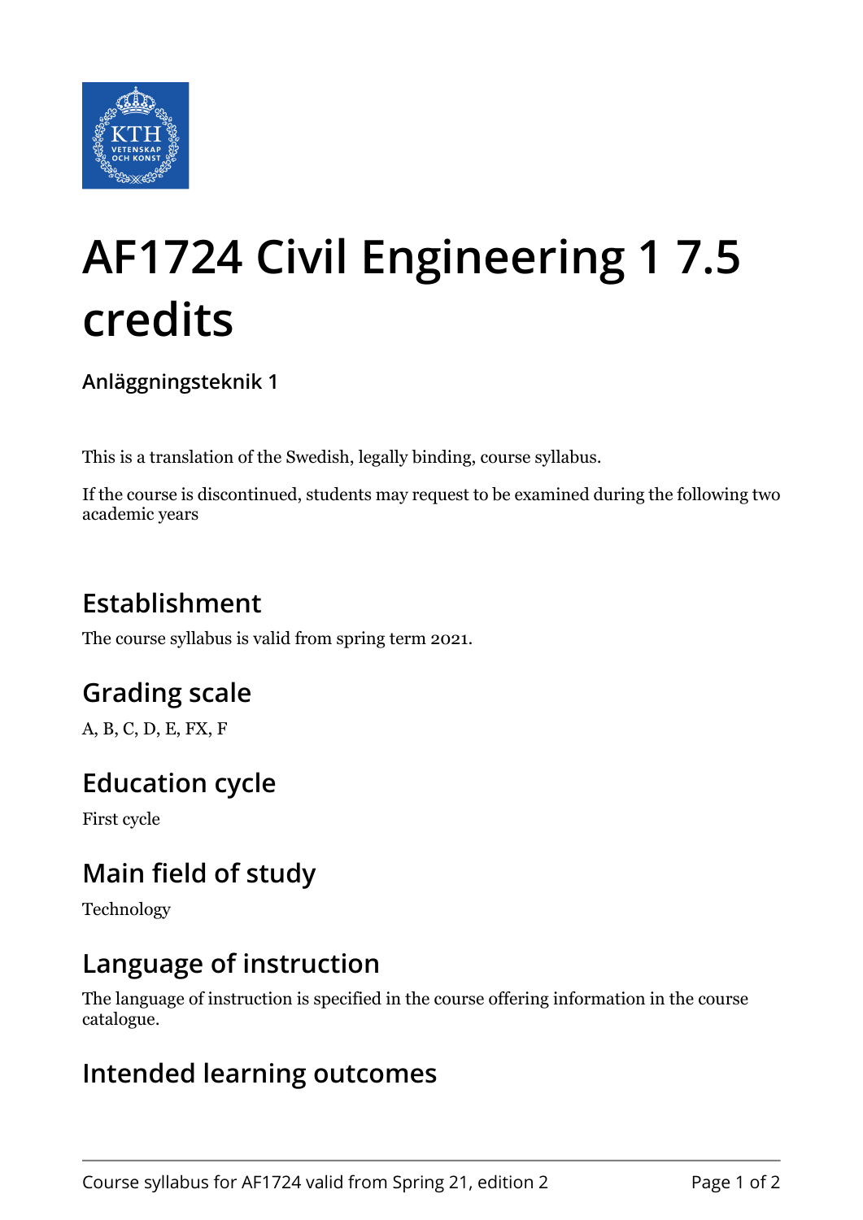# AF1724 Civil Engineering 1 7.5 credits

**Anläggningsteknik 1**

This is a translation of the Swedish, legally binding, course syllabus.

If the course is discontinued, students may request to be examined during the following two academic years

## Establishment

The course syllabus is valid from spring term 2021.

## Grading scale

A, B, C, D, E, FX, F

## Education cycle

First cycle

## Main field of study

Technology

## Language of instruction

The language of instruction is specified in the course offering information in the course catalogue.

## Intended learning outcomes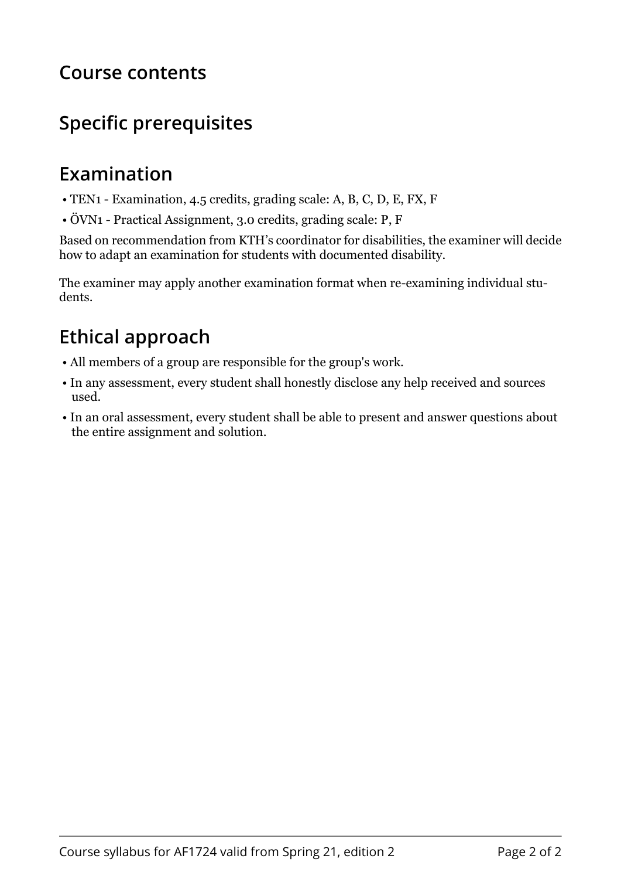## Course contents

## Specific prerequisites

## Examination

- TEN1 - Examination, 4.5 credits, grading scale: A, B, C, D, E, FX, F
- ÖVN1 - Practical Assignment, 3.0 credits, grading scale: P, F

Based on recommendation from KTH's coordinator for disabilities, the examiner will decide how to adapt an examination for students with documented disability.

The examiner may apply another examination format when re-examining individual students.

## Ethical approach

- All members of a group are responsible for the group's work.
- In any assessment, every student shall honestly disclose any help received and sources used.
- In an oral assessment, every student shall be able to present and answer questions about the entire assignment and solution.